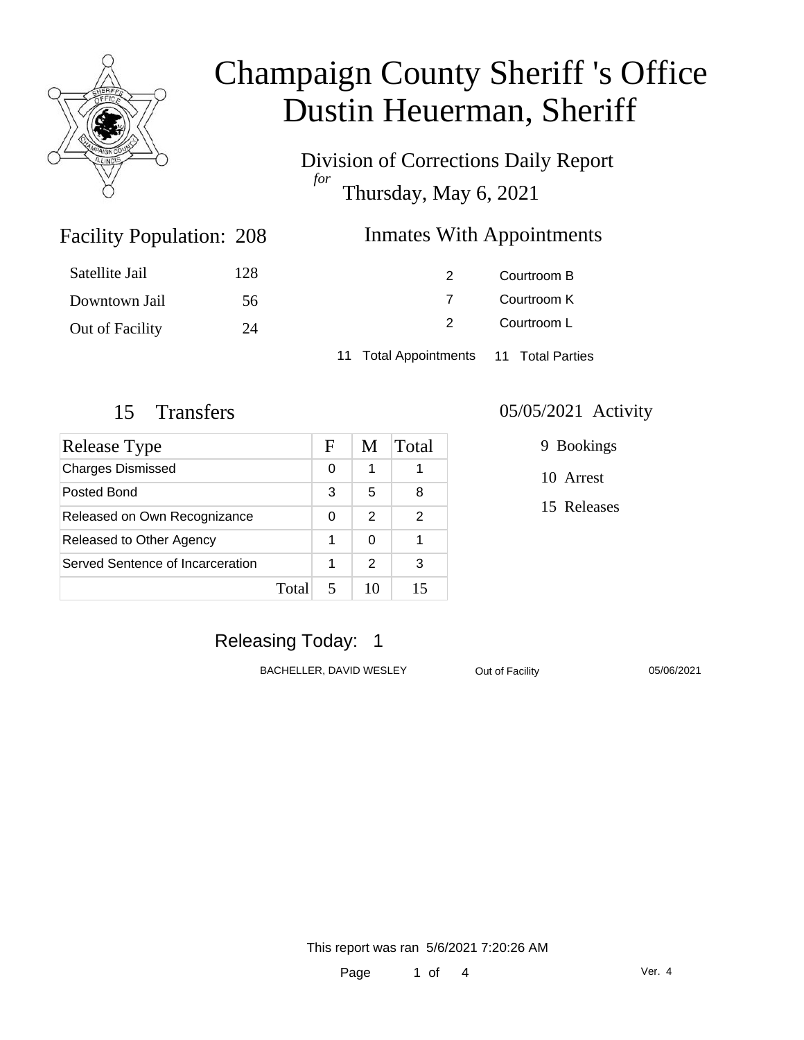# Champaign County Sheriff 's Office
# Dustin Heuerman, Sheriff

Division of Corrections Daily Report
*for*
Thursday, May 6, 2021

## Facility Population: 208

| | |
|---|---|
| Satellite Jail | 128 |
| Downtown Jail | 56 |
| Out of Facility | 24 |

## Inmates With Appointments

| | |
|---|---|
| 2 | Courtroom B |
| 7 | Courtroom K |
| 2 | Courtroom L |

11 Total Appointments 11 Total Parties

## 15 Transfers

| Release Type | F | M | Total |
|---|---|---|---|
| Charges Dismissed | 0 | 1 | 1 |
| Posted Bond | 3 | 5 | 8 |
| Released on Own Recognizance | 0 | 2 | 2 |
| Released to Other Agency | 1 | 0 | 1 |
| Served Sentence of Incarceration | 1 | 2 | 3 |
| Total | 5 | 10 | 15 |

## 05/05/2021 Activity

9 Bookings

10 Arrest

15 Releases

## Releasing Today: 1

| | | |
|---|---|---|
| BACHELLER, DAVID WESLEY | Out of Facility | 05/06/2021 |

This report was ran 5/6/2021 7:20:26 AM

Ver. 4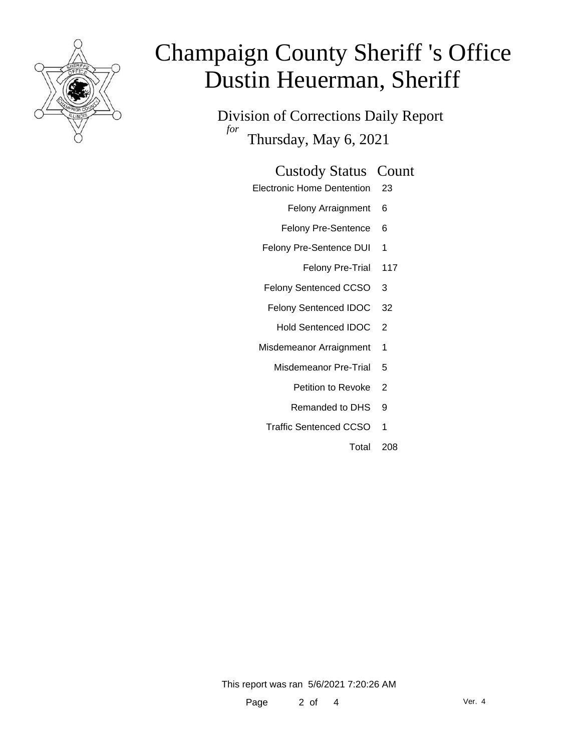# Champaign County Sheriff 's Office
# Dustin Heuerman, Sheriff

Division of Corrections Daily Report

*for* Thursday, May 6, 2021

| Custody Status | Count |
|---|---|
| Electronic Home Dentention | 23 |
| Felony Arraignment | 6 |
| Felony Pre-Sentence | 6 |
| Felony Pre-Sentence DUI | 1 |
| Felony Pre-Trial | 117 |
| Felony Sentenced CCSO | 3 |
| Felony Sentenced IDOC | 32 |
| Hold Sentenced IDOC | 2 |
| Misdemeanor Arraignment | 1 |
| Misdemeanor Pre-Trial | 5 |
| Petition to Revoke | 2 |
| Remanded to DHS | 9 |
| Traffic Sentenced CCSO | 1 |
| Total | 208 |

This report was ran 5/6/2021 7:20:26 AM

Ver. 4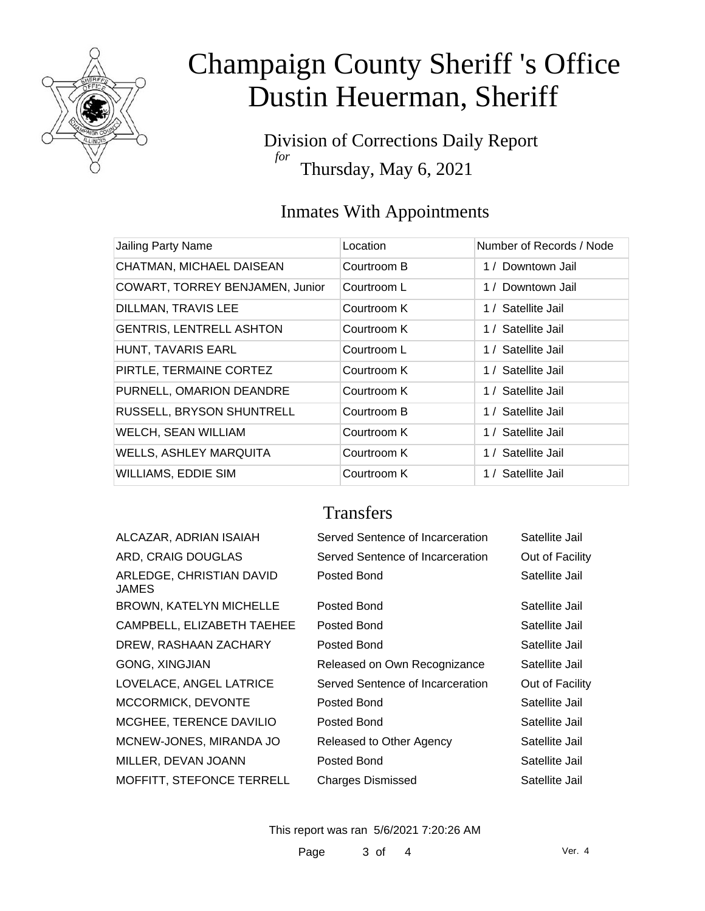# Champaign County Sheriff 's Office
# Dustin Heuerman, Sheriff

Division of Corrections Daily Report
*for*
Thursday, May 6, 2021

## Inmates With Appointments

| Jailing Party Name | Location | Number of Records / Node |
| --- | --- | --- |
| CHATMAN, MICHAEL DAISEAN | Courtroom B | 1 / Downtown Jail |
| COWART, TORREY BENJAMEN, Junior | Courtroom L | 1 / Downtown Jail |
| DILLMAN, TRAVIS LEE | Courtroom K | 1 / Satellite Jail |
| GENTRIS, LENTRELL ASHTON | Courtroom K | 1 / Satellite Jail |
| HUNT, TAVARIS EARL | Courtroom L | 1 / Satellite Jail |
| PIRTLE, TERMAINE CORTEZ | Courtroom K | 1 / Satellite Jail |
| PURNELL, OMARION DEANDRE | Courtroom K | 1 / Satellite Jail |
| RUSSELL, BRYSON SHUNTRELL | Courtroom B | 1 / Satellite Jail |
| WELCH, SEAN WILLIAM | Courtroom K | 1 / Satellite Jail |
| WELLS, ASHLEY MARQUITA | Courtroom K | 1 / Satellite Jail |
| WILLIAMS, EDDIE SIM | Courtroom K | 1 / Satellite Jail |

## Transfers

| | | |
| --- | --- | --- |
| ALCAZAR, ADRIAN ISAIAH | Served Sentence of Incarceration | Satellite Jail |
| ARD, CRAIG DOUGLAS | Served Sentence of Incarceration | Out of Facility |
| ARLEDGE, CHRISTIAN DAVID JAMES | Posted Bond | Satellite Jail |
| BROWN, KATELYN MICHELLE | Posted Bond | Satellite Jail |
| CAMPBELL, ELIZABETH TAEHEE | Posted Bond | Satellite Jail |
| DREW, RASHAAN ZACHARY | Posted Bond | Satellite Jail |
| GONG, XINGJIAN | Released on Own Recognizance | Satellite Jail |
| LOVELACE, ANGEL LATRICE | Served Sentence of Incarceration | Out of Facility |
| MCCORMICK, DEVONTE | Posted Bond | Satellite Jail |
| MCGHEE, TERENCE DAVILIO | Posted Bond | Satellite Jail |
| MCNEW-JONES, MIRANDA JO | Released to Other Agency | Satellite Jail |
| MILLER, DEVAN JOANN | Posted Bond | Satellite Jail |
| MOFFITT, STEFONCE TERRELL | Charges Dismissed | Satellite Jail |

This report was ran 5/6/2021 7:20:26 AM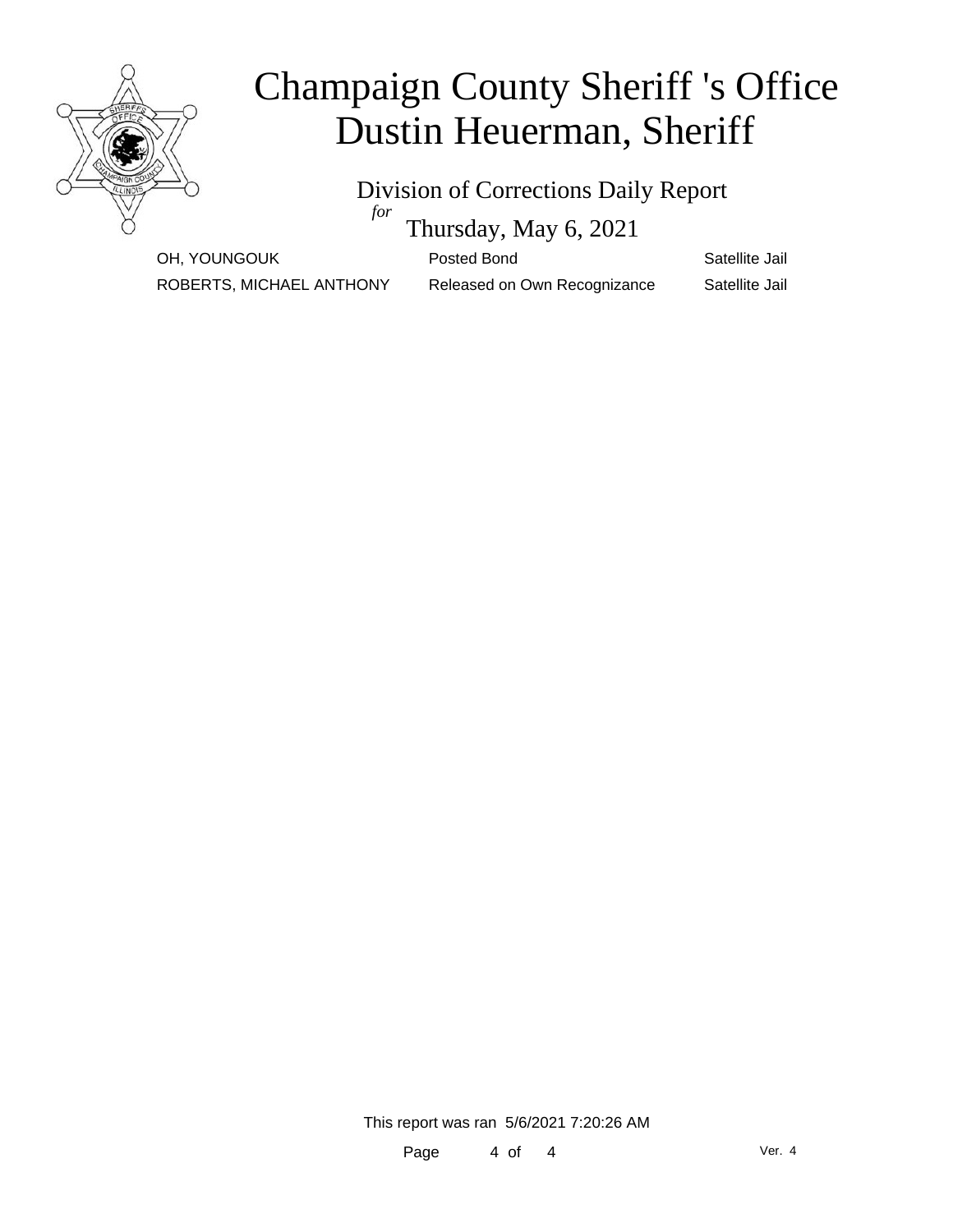# Champaign County Sheriff 's Office
# Dustin Heuerman, Sheriff

Division of Corrections Daily Report

*for* Thursday, May 6, 2021

| | | |
|---|---|---|
| OH, YOUNGOUK | Posted Bond | Satellite Jail |
| ROBERTS, MICHAEL ANTHONY | Released on Own Recognizance | Satellite Jail |

This report was ran 5/6/2021 7:20:26 AM

Ver. 4